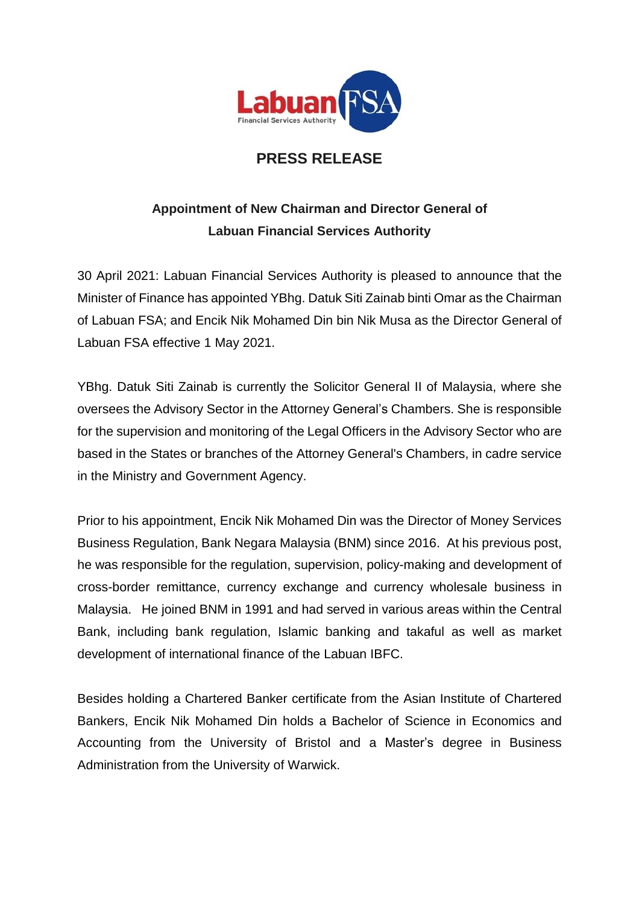# PRESS RELEASE

## Appointment of New Chairman and Director General of Labuan Financial Services Authority

30 April 2021: Labuan Financial Services Authority is pleased to announce that the Minister of Finance has appointed YBhg. Datuk Siti Zainab binti Omar as the Chairman of Labuan FSA; and Encik Nik Mohamed Din bin Nik Musa as the Director General of Labuan FSA effective 1 May 2021.

YBhg. Datuk Siti Zainab is currently the Solicitor General II of Malaysia, where she oversees the Advisory Sector in the Attorney General's Chambers. She is responsible for the supervision and monitoring of the Legal Officers in the Advisory Sector who are based in the States or branches of the Attorney General's Chambers, in cadre service in the Ministry and Government Agency.

Prior to his appointment, Encik Nik Mohamed Din was the Director of Money Services Business Regulation, Bank Negara Malaysia (BNM) since 2016. At his previous post, he was responsible for the regulation, supervision, policy-making and development of cross-border remittance, currency exchange and currency wholesale business in Malaysia. He joined BNM in 1991 and had served in various areas within the Central Bank, including bank regulation, Islamic banking and takaful as well as market development of international finance of the Labuan IBFC.

Besides holding a Chartered Banker certificate from the Asian Institute of Chartered Bankers, Encik Nik Mohamed Din holds a Bachelor of Science in Economics and Accounting from the University of Bristol and a Master's degree in Business Administration from the University of Warwick.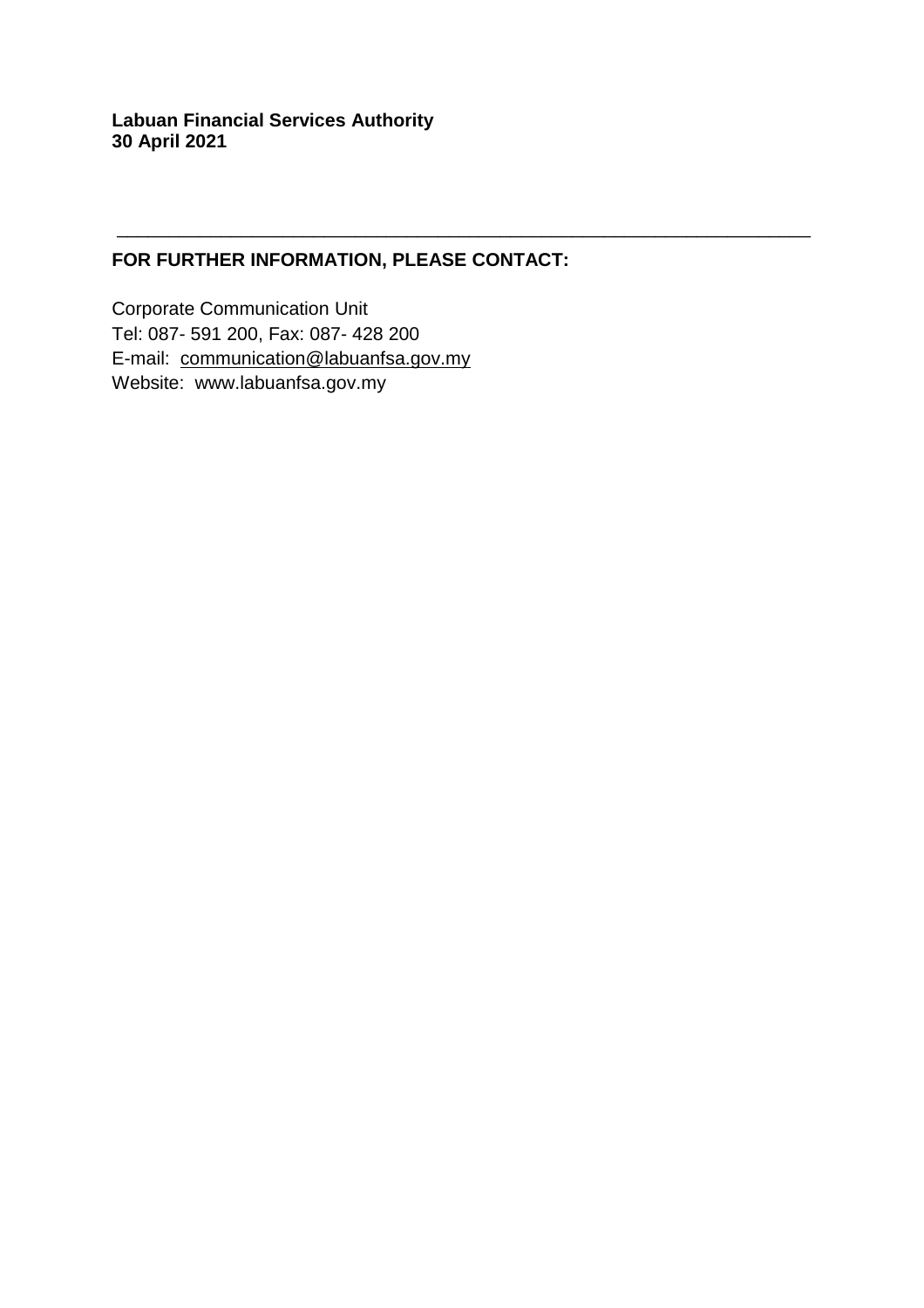**Labuan Financial Services Authority**
**30 April 2021**

---

**FOR FURTHER INFORMATION, PLEASE CONTACT:**

Corporate Communication Unit
Tel: 087- 591 200, Fax: 087- 428 200
E-mail: communication@labuanfsa.gov.my
Website: www.labuanfsa.gov.my